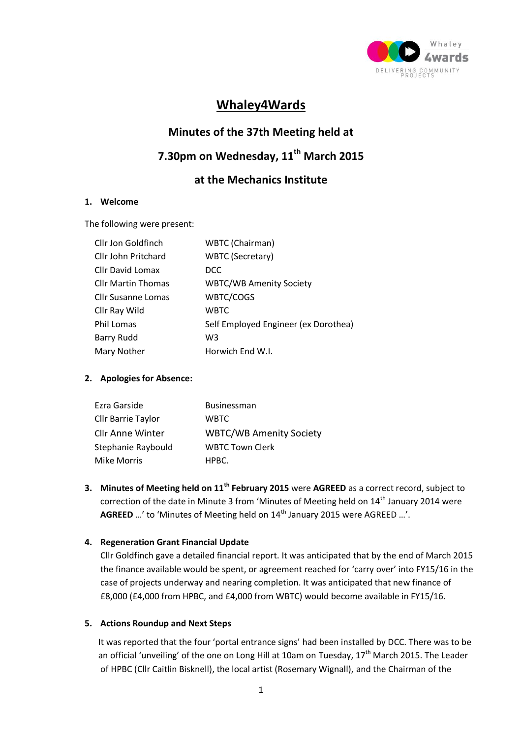# Whaley4Wards

## Minutes of the 37th Meeting held at

## 7.30pm on Wednesday, 11th March 2015

## at the Mechanics Institute

### 1. Welcome

The following were present:

| | |
|---|---|
| Cllr Jon Goldfinch | WBTC (Chairman) |
| Cllr John Pritchard | WBTC (Secretary) |
| Cllr David Lomax | DCC |
| Cllr Martin Thomas | WBTC/WB Amenity Society |
| Cllr Susanne Lomas | WBTC/COGS |
| Cllr Ray Wild | WBTC |
| Phil Lomas | Self Employed Engineer (ex Dorothea) |
| Barry Rudd | W3 |
| Mary Nother | Horwich End W.I. |

### 2. Apologies for Absence:

| | |
|---|---|
| Ezra Garside | Businessman |
| Cllr Barrie Taylor | WBTC |
| Cllr Anne Winter | WBTC/WB Amenity Society |
| Stephanie Raybould | WBTC Town Clerk |
| Mike Morris | HPBC. |

### 3. Minutes of Meeting held on 11th February 2015 were AGREED as a correct record, subject to correction of the date in Minute 3 from 'Minutes of Meeting held on 14th January 2014 were **AGREED** …' to 'Minutes of Meeting held on 14th January 2015 were AGREED …'.

### 4. Regeneration Grant Financial Update

Cllr Goldfinch gave a detailed financial report. It was anticipated that by the end of March 2015 the finance available would be spent, or agreement reached for 'carry over' into FY15/16 in the case of projects underway and nearing completion. It was anticipated that new finance of £8,000 (£4,000 from HPBC, and £4,000 from WBTC) would become available in FY15/16.

### 5. Actions Roundup and Next Steps

It was reported that the four 'portal entrance signs' had been installed by DCC. There was to be an official 'unveiling' of the one on Long Hill at 10am on Tuesday, 17th March 2015. The Leader of HPBC (Cllr Caitlin Bisknell), the local artist (Rosemary Wignall), and the Chairman of the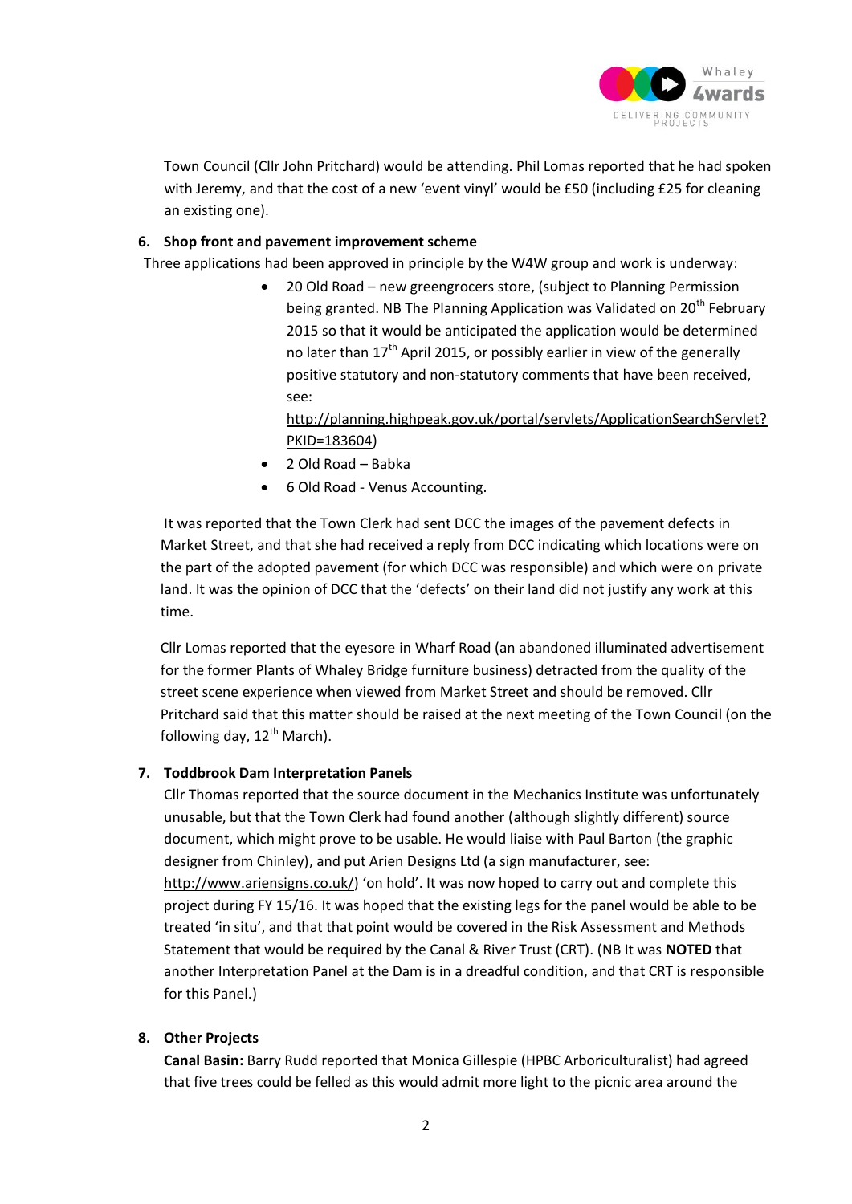Town Council (Cllr John Pritchard) would be attending. Phil Lomas reported that he had spoken with Jeremy, and that the cost of a new 'event vinyl' would be £50 (including £25 for cleaning an existing one).

**6. Shop front and pavement improvement scheme**

Three applications had been approved in principle by the W4W group and work is underway:

- 20 Old Road – new greengrocers store, (subject to Planning Permission being granted. NB The Planning Application was Validated on 20th February 2015 so that it would be anticipated the application would be determined no later than 17th April 2015, or possibly earlier in view of the generally positive statutory and non-statutory comments that have been received, see: http://planning.highpeak.gov.uk/portal/servlets/ApplicationSearchServlet?PKID=183604)
- 2 Old Road – Babka
- 6 Old Road - Venus Accounting.

It was reported that the Town Clerk had sent DCC the images of the pavement defects in Market Street, and that she had received a reply from DCC indicating which locations were on the part of the adopted pavement (for which DCC was responsible) and which were on private land. It was the opinion of DCC that the 'defects' on their land did not justify any work at this time.

Cllr Lomas reported that the eyesore in Wharf Road (an abandoned illuminated advertisement for the former Plants of Whaley Bridge furniture business) detracted from the quality of the street scene experience when viewed from Market Street and should be removed. Cllr Pritchard said that this matter should be raised at the next meeting of the Town Council (on the following day, 12th March).

**7. Toddbrook Dam Interpretation Panels**

Cllr Thomas reported that the source document in the Mechanics Institute was unfortunately unusable, but that the Town Clerk had found another (although slightly different) source document, which might prove to be usable. He would liaise with Paul Barton (the graphic designer from Chinley), and put Arien Designs Ltd (a sign manufacturer, see: http://www.ariensigns.co.uk/) 'on hold'. It was now hoped to carry out and complete this project during FY 15/16. It was hoped that the existing legs for the panel would be able to be treated 'in situ', and that that point would be covered in the Risk Assessment and Methods Statement that would be required by the Canal & River Trust (CRT). (NB It was **NOTED** that another Interpretation Panel at the Dam is in a dreadful condition, and that CRT is responsible for this Panel.)

**8. Other Projects**

**Canal Basin:** Barry Rudd reported that Monica Gillespie (HPBC Arboriculturalist) had agreed that five trees could be felled as this would admit more light to the picnic area around the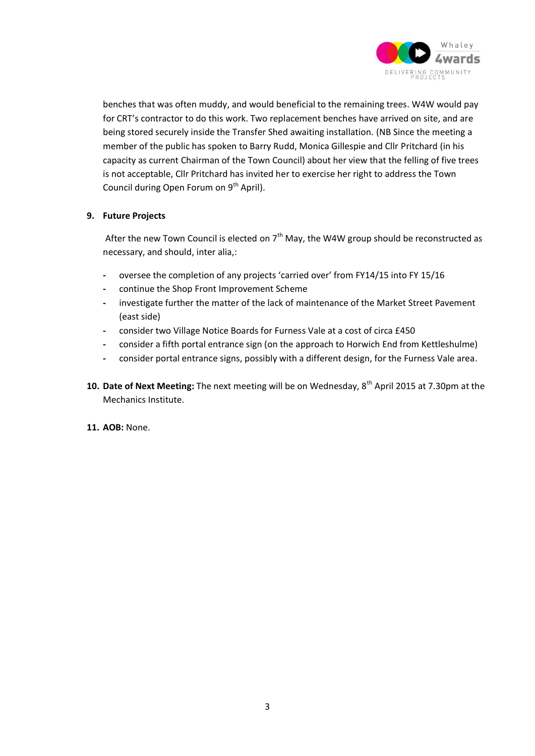benches that was often muddy, and would beneficial to the remaining trees. W4W would pay for CRT's contractor to do this work. Two replacement benches have arrived on site, and are being stored securely inside the Transfer Shed awaiting installation. (NB Since the meeting a member of the public has spoken to Barry Rudd, Monica Gillespie and Cllr Pritchard (in his capacity as current Chairman of the Town Council) about her view that the felling of five trees is not acceptable, Cllr Pritchard has invited her to exercise her right to address the Town Council during Open Forum on 9th April).

**9. Future Projects**

After the new Town Council is elected on 7th May, the W4W group should be reconstructed as necessary, and should, inter alia,:

- oversee the completion of any projects 'carried over' from FY14/15 into FY 15/16
- continue the Shop Front Improvement Scheme
- investigate further the matter of the lack of maintenance of the Market Street Pavement (east side)
- consider two Village Notice Boards for Furness Vale at a cost of circa £450
- consider a fifth portal entrance sign (on the approach to Horwich End from Kettleshulme)
- consider portal entrance signs, possibly with a different design, for the Furness Vale area.

**10. Date of Next Meeting:** The next meeting will be on Wednesday, 8th April 2015 at 7.30pm at the Mechanics Institute.

**11. AOB:** None.